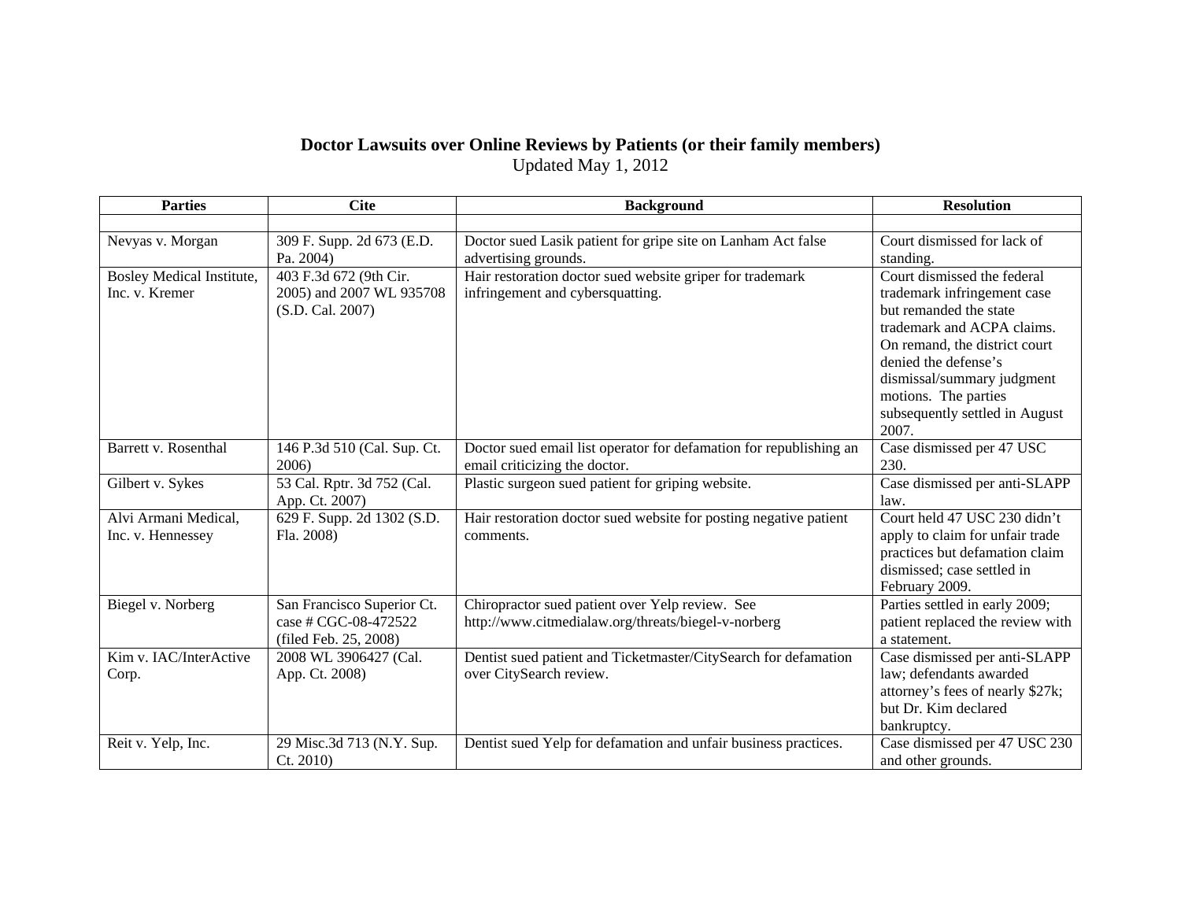**Doctor Lawsuits over Online Reviews by Patients (or their family members)**

Updated May 1, 2012

| Parties | Cite | Background | Resolution |
|---|---|---|---|
| | | | |
| Nevyas v. Morgan | 309 F. Supp. 2d 673 (E.D. Pa. 2004) | Doctor sued Lasik patient for gripe site on Lanham Act false advertising grounds. | Court dismissed for lack of standing. |
| Bosley Medical Institute, Inc. v. Kremer | 403 F.3d 672 (9th Cir. 2005) and 2007 WL 935708 (S.D. Cal. 2007) | Hair restoration doctor sued website griper for trademark infringement and cybersquatting. | Court dismissed the federal trademark infringement case but remanded the state trademark and ACPA claims. On remand, the district court denied the defense's dismissal/summary judgment motions. The parties subsequently settled in August 2007. |
| Barrett v. Rosenthal | 146 P.3d 510 (Cal. Sup. Ct. 2006) | Doctor sued email list operator for defamation for republishing an email criticizing the doctor. | Case dismissed per 47 USC 230. |
| Gilbert v. Sykes | 53 Cal. Rptr. 3d 752 (Cal. App. Ct. 2007) | Plastic surgeon sued patient for griping website. | Case dismissed per anti-SLAPP law. |
| Alvi Armani Medical, Inc. v. Hennessey | 629 F. Supp. 2d 1302 (S.D. Fla. 2008) | Hair restoration doctor sued website for posting negative patient comments. | Court held 47 USC 230 didn't apply to claim for unfair trade practices but defamation claim dismissed; case settled in February 2009. |
| Biegel v. Norberg | San Francisco Superior Ct. case # CGC-08-472522 (filed Feb. 25, 2008) | Chiropractor sued patient over Yelp review. See http://www.citmedialaw.org/threats/biegel-v-norberg | Parties settled in early 2009; patient replaced the review with a statement. |
| Kim v. IAC/InterActive Corp. | 2008 WL 3906427 (Cal. App. Ct. 2008) | Dentist sued patient and Ticketmaster/CitySearch for defamation over CitySearch review. | Case dismissed per anti-SLAPP law; defendants awarded attorney's fees of nearly $27k; but Dr. Kim declared bankruptcy. |
| Reit v. Yelp, Inc. | 29 Misc.3d 713 (N.Y. Sup. Ct. 2010) | Dentist sued Yelp for defamation and unfair business practices. | Case dismissed per 47 USC 230 and other grounds. |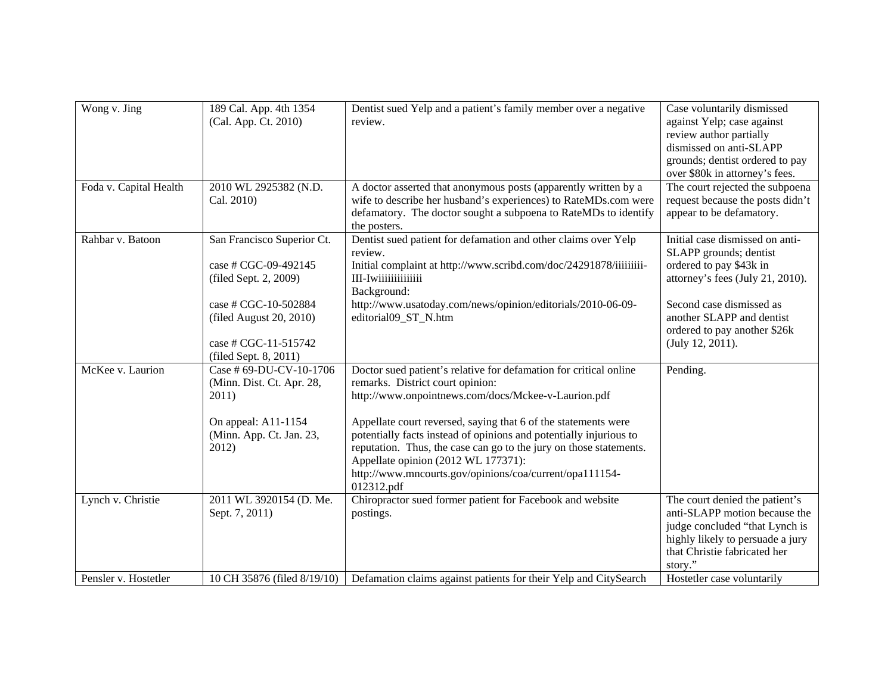| Wong v. Jing | 189 Cal. App. 4th 1354 (Cal. App. Ct. 2010) | Dentist sued Yelp and a patient's family member over a negative review. | Case voluntarily dismissed against Yelp; case against review author partially dismissed on anti-SLAPP grounds; dentist ordered to pay over $80k in attorney's fees. |
|---|---|---|---|
| Foda v. Capital Health | 2010 WL 2925382 (N.D. Cal. 2010) | A doctor asserted that anonymous posts (apparently written by a wife to describe her husband's experiences) to RateMDs.com were defamatory. The doctor sought a subpoena to RateMDs to identify the posters. | The court rejected the subpoena request because the posts didn't appear to be defamatory. |
| Rahbar v. Batoon | San Francisco Superior Ct.<br><br>case # CGC-09-492145 (filed Sept. 2, 2009)<br><br>case # CGC-10-502884 (filed August 20, 2010)<br><br>case # CGC-11-515742 (filed Sept. 8, 2011) | Dentist sued patient for defamation and other claims over Yelp review.<br>Initial complaint at http://www.scribd.com/doc/24291878/iiiiiiiii-III-Iwiiiiiiiiiiiiii<br>Background:<br>http://www.usatoday.com/news/opinion/editorials/2010-06-09-editorial09_ST_N.htm | Initial case dismissed on anti-SLAPP grounds; dentist ordered to pay $43k in attorney's fees (July 21, 2010).<br><br>Second case dismissed as another SLAPP and dentist ordered to pay another $26k (July 12, 2011). |
| McKee v. Laurion | Case # 69-DU-CV-10-1706 (Minn. Dist. Ct. Apr. 28, 2011)<br><br>On appeal: A11-1154 (Minn. App. Ct. Jan. 23, 2012) | Doctor sued patient's relative for defamation for critical online remarks. District court opinion: http://www.onpointnews.com/docs/Mckee-v-Laurion.pdf<br><br>Appellate court reversed, saying that 6 of the statements were potentially facts instead of opinions and potentially injurious to reputation. Thus, the case can go to the jury on those statements. Appellate opinion (2012 WL 177371): http://www.mncourts.gov/opinions/coa/current/opa111154-012312.pdf | Pending. |
| Lynch v. Christie | 2011 WL 3920154 (D. Me. Sept. 7, 2011) | Chiropractor sued former patient for Facebook and website postings. | The court denied the patient's anti-SLAPP motion because the judge concluded "that Lynch is highly likely to persuade a jury that Christie fabricated her story." |
| Pensler v. Hostetler | 10 CH 35876 (filed 8/19/10) | Defamation claims against patients for their Yelp and CitySearch | Hostetler case voluntarily |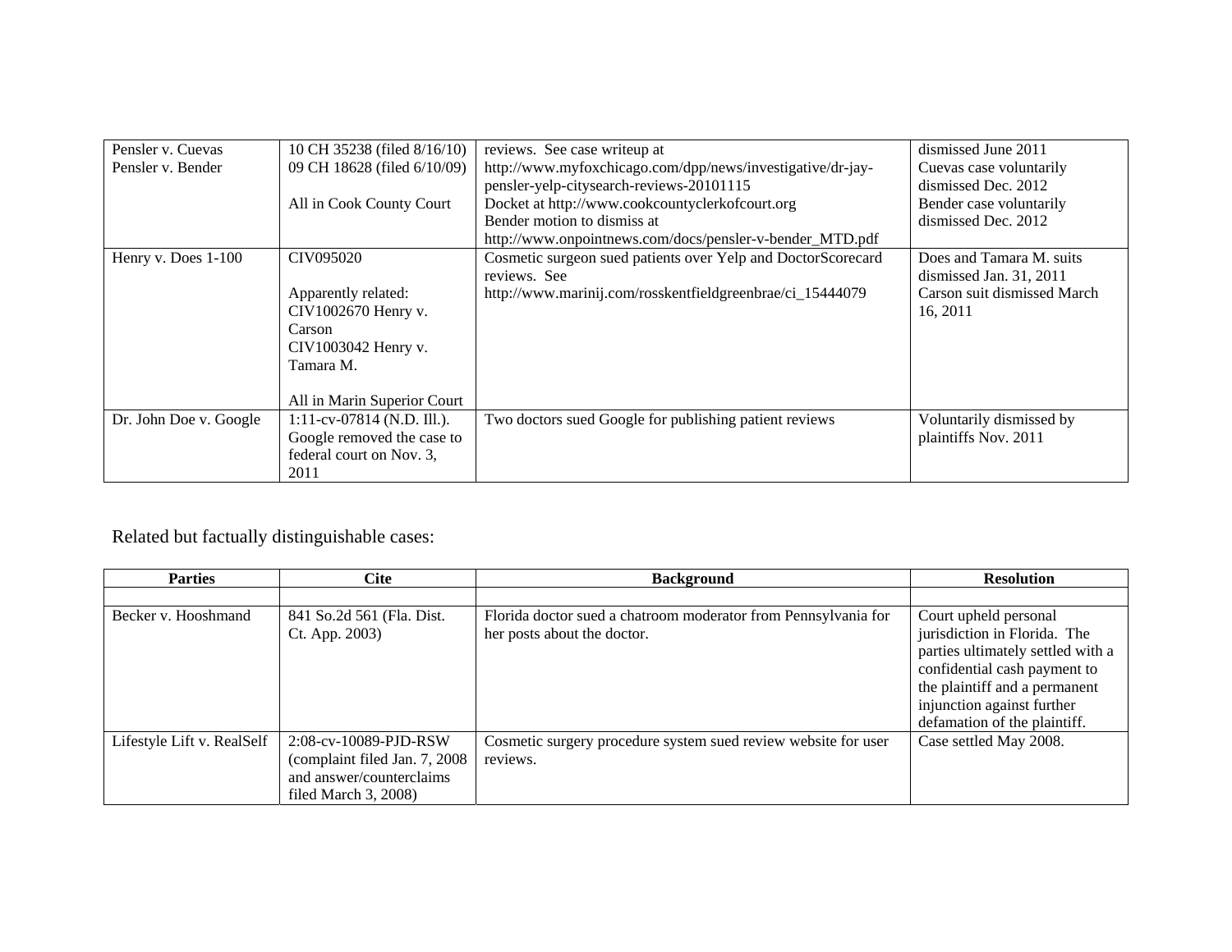| | | | |
|---|---|---|---|
| Pensler v. Cuevas<br>Pensler v. Bender | 10 CH 35238 (filed 8/16/10)<br>09 CH 18628 (filed 6/10/09)<br><br>All in Cook County Court | reviews. See case writeup at http://www.myfoxchicago.com/dpp/news/investigative/dr-jay-pensler-yelp-citysearch-reviews-20101115<br>Docket at http://www.cookcountyclerkofcourt.org<br>Bender motion to dismiss at http://www.onpointnews.com/docs/pensler-v-bender_MTD.pdf | dismissed June 2011<br>Cuevas case voluntarily dismissed Dec. 2012<br>Bender case voluntarily dismissed Dec. 2012 |
| Henry v. Does 1-100 | CIV095020<br><br>Apparently related:<br>CIV1002670 Henry v. Carson<br>CIV1003042 Henry v. Tamara M.<br><br>All in Marin Superior Court | Cosmetic surgeon sued patients over Yelp and DoctorScorecard reviews. See http://www.marinij.com/rosskentfieldgreenbrae/ci_15444079 | Does and Tamara M. suits dismissed Jan. 31, 2011<br>Carson suit dismissed March 16, 2011 |
| Dr. John Doe v. Google | 1:11-cv-07814 (N.D. Ill.). Google removed the case to federal court on Nov. 3, 2011 | Two doctors sued Google for publishing patient reviews | Voluntarily dismissed by plaintiffs Nov. 2011 |

Related but factually distinguishable cases:

| Parties | Cite | Background | Resolution |
|---|---|---|---|
| | | | |
| Becker v. Hooshmand | 841 So.2d 561 (Fla. Dist. Ct. App. 2003) | Florida doctor sued a chatroom moderator from Pennsylvania for her posts about the doctor. | Court upheld personal jurisdiction in Florida. The parties ultimately settled with a confidential cash payment to the plaintiff and a permanent injunction against further defamation of the plaintiff. |
| Lifestyle Lift v. RealSelf | 2:08-cv-10089-PJD-RSW (complaint filed Jan. 7, 2008 and answer/counterclaims filed March 3, 2008) | Cosmetic surgery procedure system sued review website for user reviews. | Case settled May 2008. |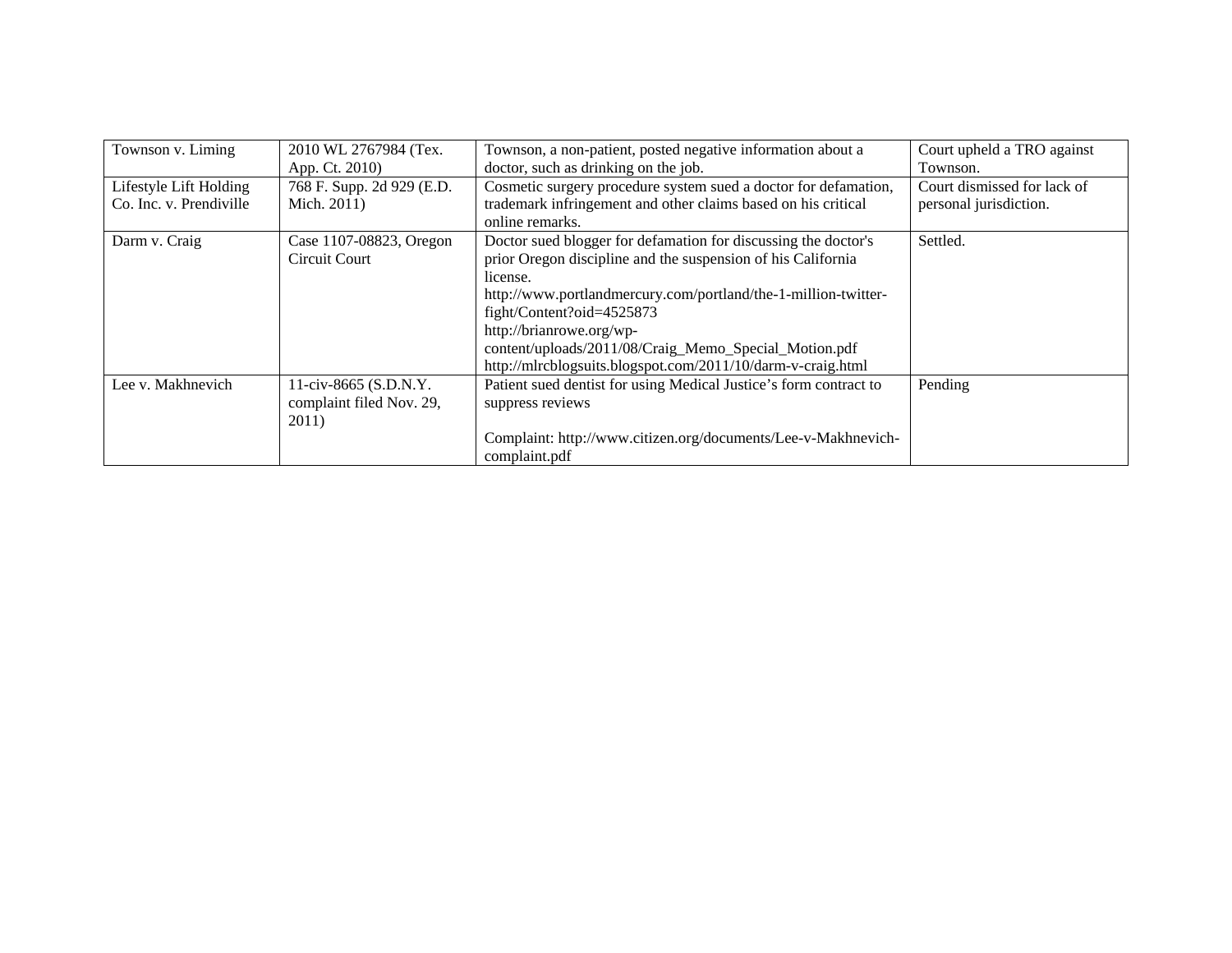| | | | |
|---|---|---|---|
| Townson v. Liming | 2010 WL 2767984 (Tex. App. Ct. 2010) | Townson, a non-patient, posted negative information about a doctor, such as drinking on the job. | Court upheld a TRO against Townson. |
| Lifestyle Lift Holding Co. Inc. v. Prendiville | 768 F. Supp. 2d 929 (E.D. Mich. 2011) | Cosmetic surgery procedure system sued a doctor for defamation, trademark infringement and other claims based on his critical online remarks. | Court dismissed for lack of personal jurisdiction. |
| Darm v. Craig | Case 1107-08823, Oregon Circuit Court | Doctor sued blogger for defamation for discussing the doctor's prior Oregon discipline and the suspension of his California license. http://www.portlandmercury.com/portland/the-1-million-twitter-fight/Content?oid=4525873 http://brianrowe.org/wp-content/uploads/2011/08/Craig_Memo_Special_Motion.pdf http://mlrcblogsuits.blogspot.com/2011/10/darm-v-craig.html | Settled. |
| Lee v. Makhnevich | 11-civ-8665 (S.D.N.Y. complaint filed Nov. 29, 2011) | Patient sued dentist for using Medical Justice's form contract to suppress reviews<br><br>Complaint: http://www.citizen.org/documents/Lee-v-Makhnevich-complaint.pdf | Pending |